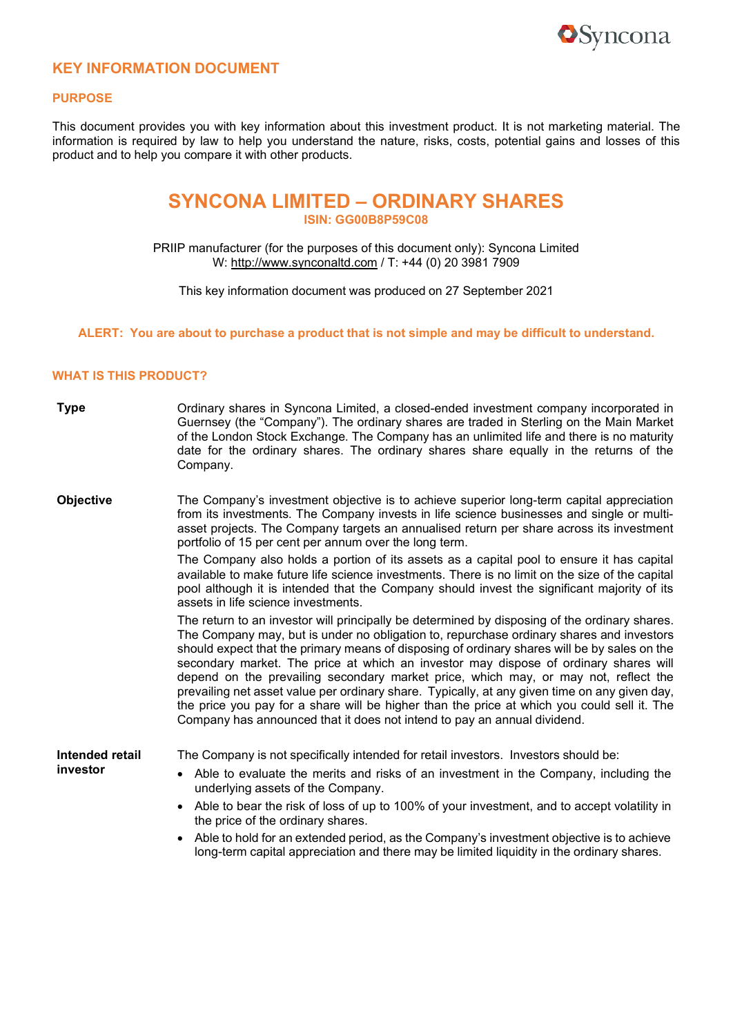# KEY INFORMATION DOCUMENT

## PURPOSE

This document provides you with key information about this investment product. It is not marketing material. The information is required by law to help you understand the nature, risks, costs, potential gains and losses of this product and to help you compare it with other products.

# SYNCONA LIMITED – ORDINARY SHARES

**ISIN: GG00B8P59C08**

PRIIP manufacturer (for the purposes of this document only): Syncona Limited
W: http://www.synconaltd.com / T: +44 (0) 20 3981 7909

This key information document was produced on 27 September 2021

**ALERT: You are about to purchase a product that is not simple and may be difficult to understand.**

## WHAT IS THIS PRODUCT?

**Type**

Ordinary shares in Syncona Limited, a closed-ended investment company incorporated in Guernsey (the "Company"). The ordinary shares are traded in Sterling on the Main Market of the London Stock Exchange. The Company has an unlimited life and there is no maturity date for the ordinary shares. The ordinary shares share equally in the returns of the Company.

**Objective**

The Company's investment objective is to achieve superior long-term capital appreciation from its investments. The Company invests in life science businesses and single or multi-asset projects. The Company targets an annualised return per share across its investment portfolio of 15 per cent per annum over the long term.

The Company also holds a portion of its assets as a capital pool to ensure it has capital available to make future life science investments. There is no limit on the size of the capital pool although it is intended that the Company should invest the significant majority of its assets in life science investments.

The return to an investor will principally be determined by disposing of the ordinary shares. The Company may, but is under no obligation to, repurchase ordinary shares and investors should expect that the primary means of disposing of ordinary shares will be by sales on the secondary market. The price at which an investor may dispose of ordinary shares will depend on the prevailing secondary market price, which may, or may not, reflect the prevailing net asset value per ordinary share. Typically, at any given time on any given day, the price you pay for a share will be higher than the price at which you could sell it. The Company has announced that it does not intend to pay an annual dividend.

**Intended retail investor**

The Company is not specifically intended for retail investors. Investors should be:

- Able to evaluate the merits and risks of an investment in the Company, including the underlying assets of the Company.
- Able to bear the risk of loss of up to 100% of your investment, and to accept volatility in the price of the ordinary shares.
- Able to hold for an extended period, as the Company's investment objective is to achieve long-term capital appreciation and there may be limited liquidity in the ordinary shares.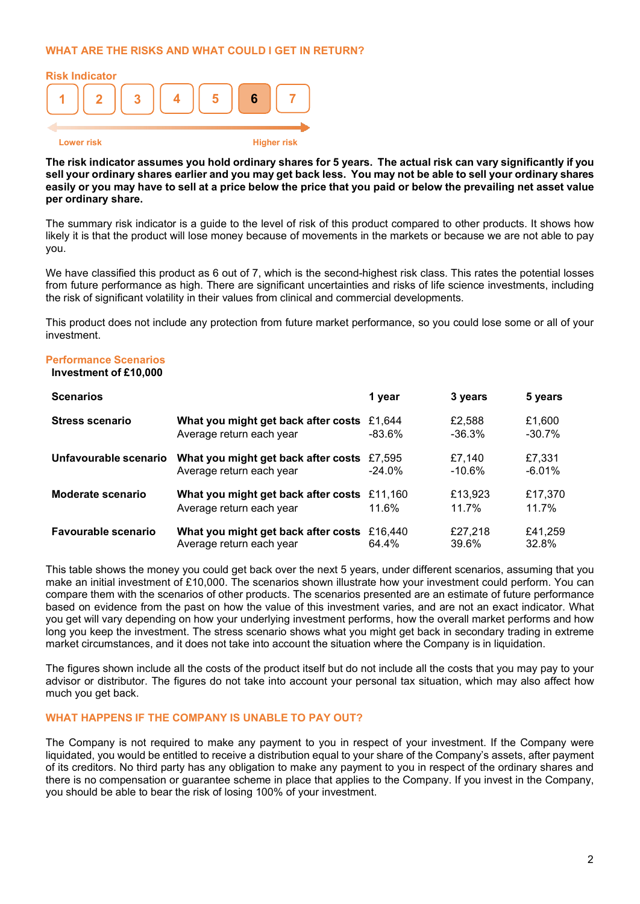## WHAT ARE THE RISKS AND WHAT COULD I GET IN RETURN?

### Risk Indicator

| 1 | 2 | 3 | 4 | 5 | **6** | 7 |
|---|---|---|---|---|---|---|

Lower risk → Higher risk

**The risk indicator assumes you hold ordinary shares for 5 years. The actual risk can vary significantly if you sell your ordinary shares earlier and you may get back less. You may not be able to sell your ordinary shares easily or you may have to sell at a price below the price that you paid or below the prevailing net asset value per ordinary share.**

The summary risk indicator is a guide to the level of risk of this product compared to other products. It shows how likely it is that the product will lose money because of movements in the markets or because we are not able to pay you.

We have classified this product as 6 out of 7, which is the second-highest risk class. This rates the potential losses from future performance as high. There are significant uncertainties and risks of life science investments, including the risk of significant volatility in their values from clinical and commercial developments.

This product does not include any protection from future market performance, so you could lose some or all of your investment.

### Performance Scenarios

**Investment of £10,000**

| **Scenarios** | | **1 year** | **3 years** | **5 years** |
|---|---|---|---|---|
| **Stress scenario** | **What you might get back after costs** | £1,644 | £2,588 | £1,600 |
| | Average return each year | -83.6% | -36.3% | -30.7% |
| **Unfavourable scenario** | **What you might get back after costs** | £7,595 | £7,140 | £7,331 |
| | Average return each year | -24.0% | -10.6% | -6.01% |
| **Moderate scenario** | **What you might get back after costs** | £11,160 | £13,923 | £17,370 |
| | Average return each year | 11.6% | 11.7% | 11.7% |
| **Favourable scenario** | **What you might get back after costs** | £16,440 | £27,218 | £41,259 |
| | Average return each year | 64.4% | 39.6% | 32.8% |

This table shows the money you could get back over the next 5 years, under different scenarios, assuming that you make an initial investment of £10,000. The scenarios shown illustrate how your investment could perform. You can compare them with the scenarios of other products. The scenarios presented are an estimate of future performance based on evidence from the past on how the value of this investment varies, and are not an exact indicator. What you get will vary depending on how your underlying investment performs, how the overall market performs and how long you keep the investment. The stress scenario shows what you might get back in secondary trading in extreme market circumstances, and it does not take into account the situation where the Company is in liquidation.

The figures shown include all the costs of the product itself but do not include all the costs that you may pay to your advisor or distributor. The figures do not take into account your personal tax situation, which may also affect how much you get back.

## WHAT HAPPENS IF THE COMPANY IS UNABLE TO PAY OUT?

The Company is not required to make any payment to you in respect of your investment. If the Company were liquidated, you would be entitled to receive a distribution equal to your share of the Company's assets, after payment of its creditors. No third party has any obligation to make any payment to you in respect of the ordinary shares and there is no compensation or guarantee scheme in place that applies to the Company. If you invest in the Company, you should be able to bear the risk of losing 100% of your investment.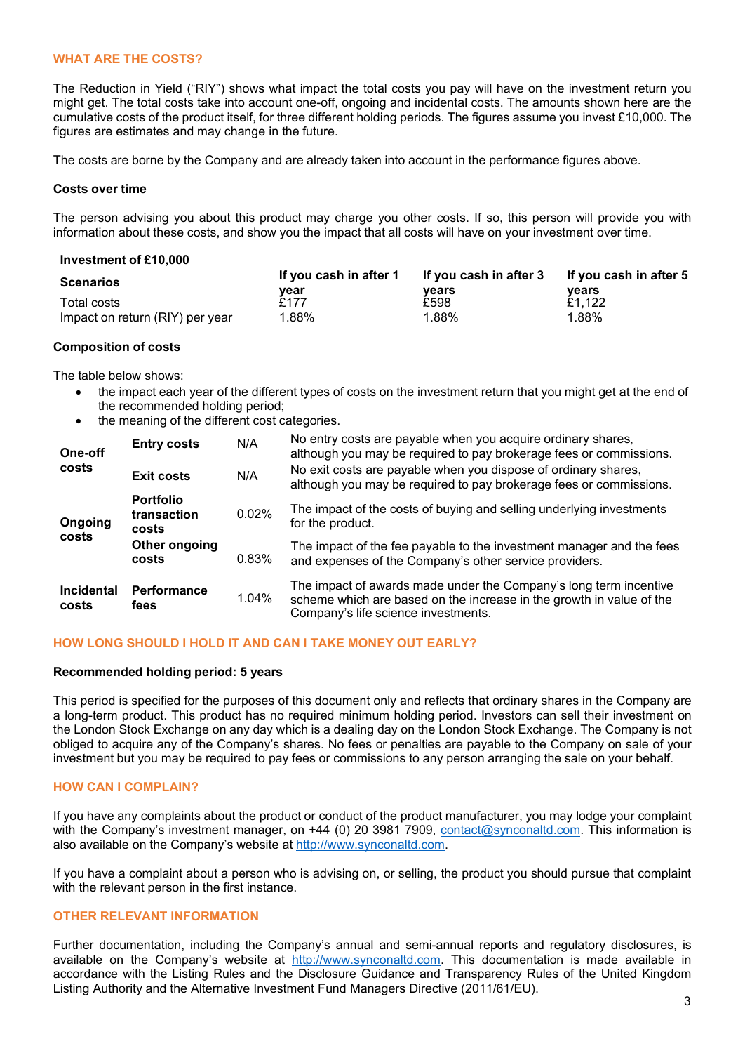## WHAT ARE THE COSTS?

The Reduction in Yield ("RIY") shows what impact the total costs you pay will have on the investment return you might get. The total costs take into account one-off, ongoing and incidental costs. The amounts shown here are the cumulative costs of the product itself, for three different holding periods. The figures assume you invest £10,000. The figures are estimates and may change in the future.

The costs are borne by the Company and are already taken into account in the performance figures above.

### Costs over time

The person advising you about this product may charge you other costs. If so, this person will provide you with information about these costs, and show you the impact that all costs will have on your investment over time.

| Investment of £10,000 | | | |
|---|---|---|---|
| **Scenarios** | **If you cash in after 1 year** | **If you cash in after 3 years** | **If you cash in after 5 years** |
| Total costs | £177 | £598 | £1,122 |
| Impact on return (RIY) per year | 1.88% | 1.88% | 1.88% |

### Composition of costs

The table below shows:

- the impact each year of the different types of costs on the investment return that you might get at the end of the recommended holding period;
- the meaning of the different cost categories.

| | | | |
|---|---|---|---|
| **One-off costs** | **Entry costs** | N/A | No entry costs are payable when you acquire ordinary shares, although you may be required to pay brokerage fees or commissions. |
| | **Exit costs** | N/A | No exit costs are payable when you dispose of ordinary shares, although you may be required to pay brokerage fees or commissions. |
| **Ongoing costs** | **Portfolio transaction costs** | 0.02% | The impact of the costs of buying and selling underlying investments for the product. |
| | **Other ongoing costs** | 0.83% | The impact of the fee payable to the investment manager and the fees and expenses of the Company's other service providers. |
| **Incidental costs** | **Performance fees** | 1.04% | The impact of awards made under the Company's long term incentive scheme which are based on the increase in the growth in value of the Company's life science investments. |

## HOW LONG SHOULD I HOLD IT AND CAN I TAKE MONEY OUT EARLY?

**Recommended holding period: 5 years**

This period is specified for the purposes of this document only and reflects that ordinary shares in the Company are a long-term product. This product has no required minimum holding period. Investors can sell their investment on the London Stock Exchange on any day which is a dealing day on the London Stock Exchange. The Company is not obliged to acquire any of the Company's shares. No fees or penalties are payable to the Company on sale of your investment but you may be required to pay fees or commissions to any person arranging the sale on your behalf.

## HOW CAN I COMPLAIN?

If you have any complaints about the product or conduct of the product manufacturer, you may lodge your complaint with the Company's investment manager, on +44 (0) 20 3981 7909, contact@synconaltd.com. This information is also available on the Company's website at http://www.synconaltd.com.

If you have a complaint about a person who is advising on, or selling, the product you should pursue that complaint with the relevant person in the first instance.

## OTHER RELEVANT INFORMATION

Further documentation, including the Company's annual and semi-annual reports and regulatory disclosures, is available on the Company's website at http://www.synconaltd.com. This documentation is made available in accordance with the Listing Rules and the Disclosure Guidance and Transparency Rules of the United Kingdom Listing Authority and the Alternative Investment Fund Managers Directive (2011/61/EU).